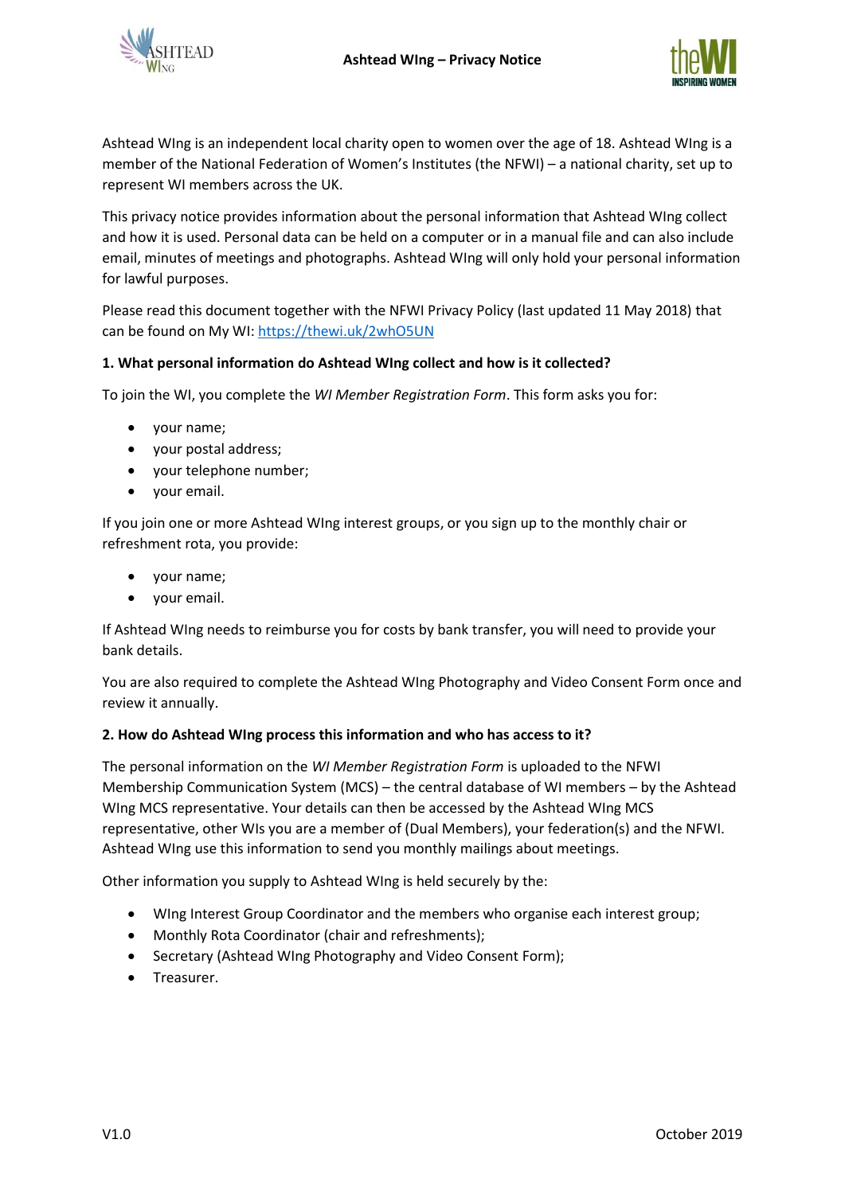# Ashtead WIng – Privacy Notice

Ashtead WIng is an independent local charity open to women over the age of 18. Ashtead WIng is a member of the National Federation of Women's Institutes (the NFWI) – a national charity, set up to represent WI members across the UK.

This privacy notice provides information about the personal information that Ashtead WIng collect and how it is used. Personal data can be held on a computer or in a manual file and can also include email, minutes of meetings and photographs. Ashtead WIng will only hold your personal information for lawful purposes.

Please read this document together with the NFWI Privacy Policy (last updated 11 May 2018) that can be found on My WI: https://thewi.uk/2whO5UN

**1. What personal information do Ashtead WIng collect and how is it collected?**

To join the WI, you complete the *WI Member Registration Form*. This form asks you for:

- your name;
- your postal address;
- your telephone number;
- your email.

If you join one or more Ashtead WIng interest groups, or you sign up to the monthly chair or refreshment rota, you provide:

- your name;
- your email.

If Ashtead WIng needs to reimburse you for costs by bank transfer, you will need to provide your bank details.

You are also required to complete the Ashtead WIng Photography and Video Consent Form once and review it annually.

**2. How do Ashtead WIng process this information and who has access to it?**

The personal information on the *WI Member Registration Form* is uploaded to the NFWI Membership Communication System (MCS) – the central database of WI members – by the Ashtead WIng MCS representative. Your details can then be accessed by the Ashtead WIng MCS representative, other WIs you are a member of (Dual Members), your federation(s) and the NFWI. Ashtead WIng use this information to send you monthly mailings about meetings.

Other information you supply to Ashtead WIng is held securely by the:

- WIng Interest Group Coordinator and the members who organise each interest group;
- Monthly Rota Coordinator (chair and refreshments);
- Secretary (Ashtead WIng Photography and Video Consent Form);
- Treasurer.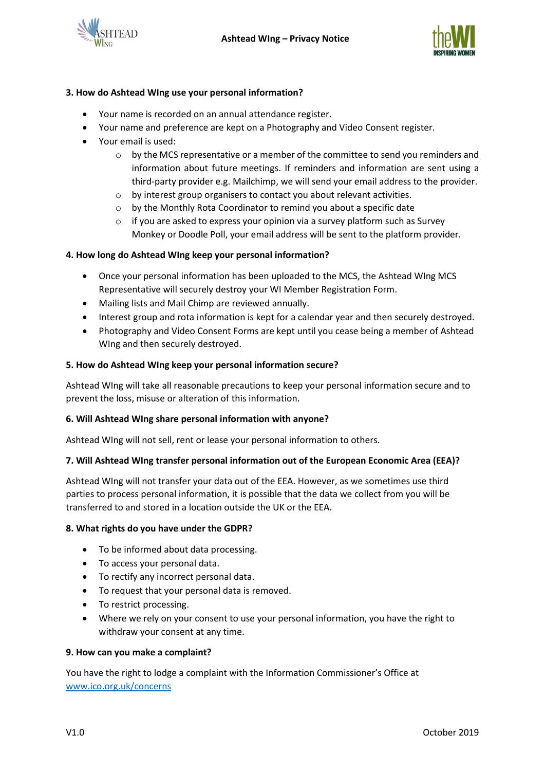### 3. How do Ashtead WIng use your personal information?

- Your name is recorded on an annual attendance register.
- Your name and preference are kept on a Photography and Video Consent register.
- Your email is used:
  - by the MCS representative or a member of the committee to send you reminders and information about future meetings. If reminders and information are sent using a third-party provider e.g. Mailchimp, we will send your email address to the provider.
  - by interest group organisers to contact you about relevant activities.
  - by the Monthly Rota Coordinator to remind you about a specific date
  - if you are asked to express your opinion via a survey platform such as Survey Monkey or Doodle Poll, your email address will be sent to the platform provider.

### 4. How long do Ashtead WIng keep your personal information?

- Once your personal information has been uploaded to the MCS, the Ashtead WIng MCS Representative will securely destroy your WI Member Registration Form.
- Mailing lists and Mail Chimp are reviewed annually.
- Interest group and rota information is kept for a calendar year and then securely destroyed.
- Photography and Video Consent Forms are kept until you cease being a member of Ashtead WIng and then securely destroyed.

### 5. How do Ashtead WIng keep your personal information secure?

Ashtead WIng will take all reasonable precautions to keep your personal information secure and to prevent the loss, misuse or alteration of this information.

### 6. Will Ashtead WIng share personal information with anyone?

Ashtead WIng will not sell, rent or lease your personal information to others.

### 7. Will Ashtead WIng transfer personal information out of the European Economic Area (EEA)?

Ashtead WIng will not transfer your data out of the EEA. However, as we sometimes use third parties to process personal information, it is possible that the data we collect from you will be transferred to and stored in a location outside the UK or the EEA.

### 8. What rights do you have under the GDPR?

- To be informed about data processing.
- To access your personal data.
- To rectify any incorrect personal data.
- To request that your personal data is removed.
- To restrict processing.
- Where we rely on your consent to use your personal information, you have the right to withdraw your consent at any time.

### 9. How can you make a complaint?

You have the right to lodge a complaint with the Information Commissioner's Office at [www.ico.org.uk/concerns](http://www.ico.org.uk/concerns)

V1.0 October 2019